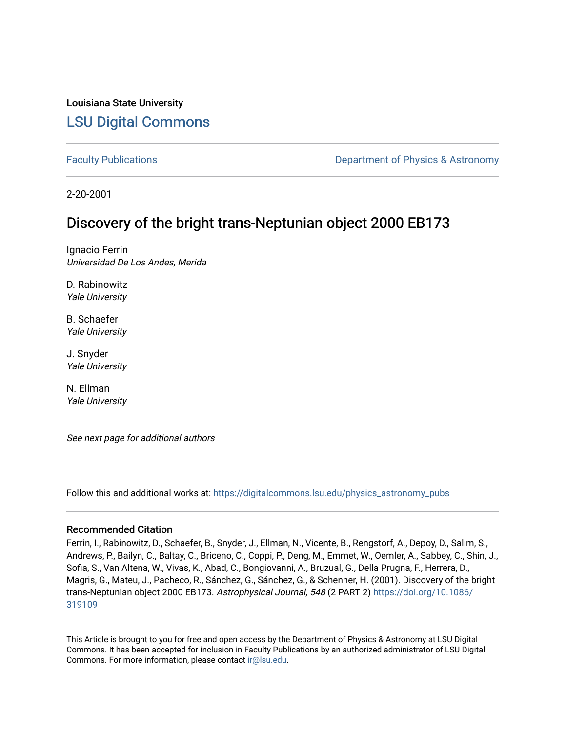Louisiana State University

# LSU Digital Commons

Faculty Publications

Department of Physics & Astronomy

2-20-2001

## Discovery of the bright trans-Neptunian object 2000 EB173

Ignacio Ferrin
*Universidad De Los Andes, Merida*

D. Rabinowitz
*Yale University*

B. Schaefer
*Yale University*

J. Snyder
*Yale University*

N. Ellman
*Yale University*

*See next page for additional authors*

Follow this and additional works at: https://digitalcommons.lsu.edu/physics_astronomy_pubs

### Recommended Citation

Ferrin, I., Rabinowitz, D., Schaefer, B., Snyder, J., Ellman, N., Vicente, B., Rengstorf, A., Depoy, D., Salim, S., Andrews, P., Bailyn, C., Baltay, C., Briceno, C., Coppi, P., Deng, M., Emmet, W., Oemler, A., Sabbey, C., Shin, J., Sofia, S., Van Altena, W., Vivas, K., Abad, C., Bongiovanni, A., Bruzual, G., Della Prugna, F., Herrera, D., Magris, G., Mateu, J., Pacheco, R., Sánchez, G., Sánchez, G., & Schenner, H. (2001). Discovery of the bright trans-Neptunian object 2000 EB173. *Astrophysical Journal, 548* (2 PART 2) https://doi.org/10.1086/319109

This Article is brought to you for free and open access by the Department of Physics & Astronomy at LSU Digital Commons. It has been accepted for inclusion in Faculty Publications by an authorized administrator of LSU Digital Commons. For more information, please contact ir@lsu.edu.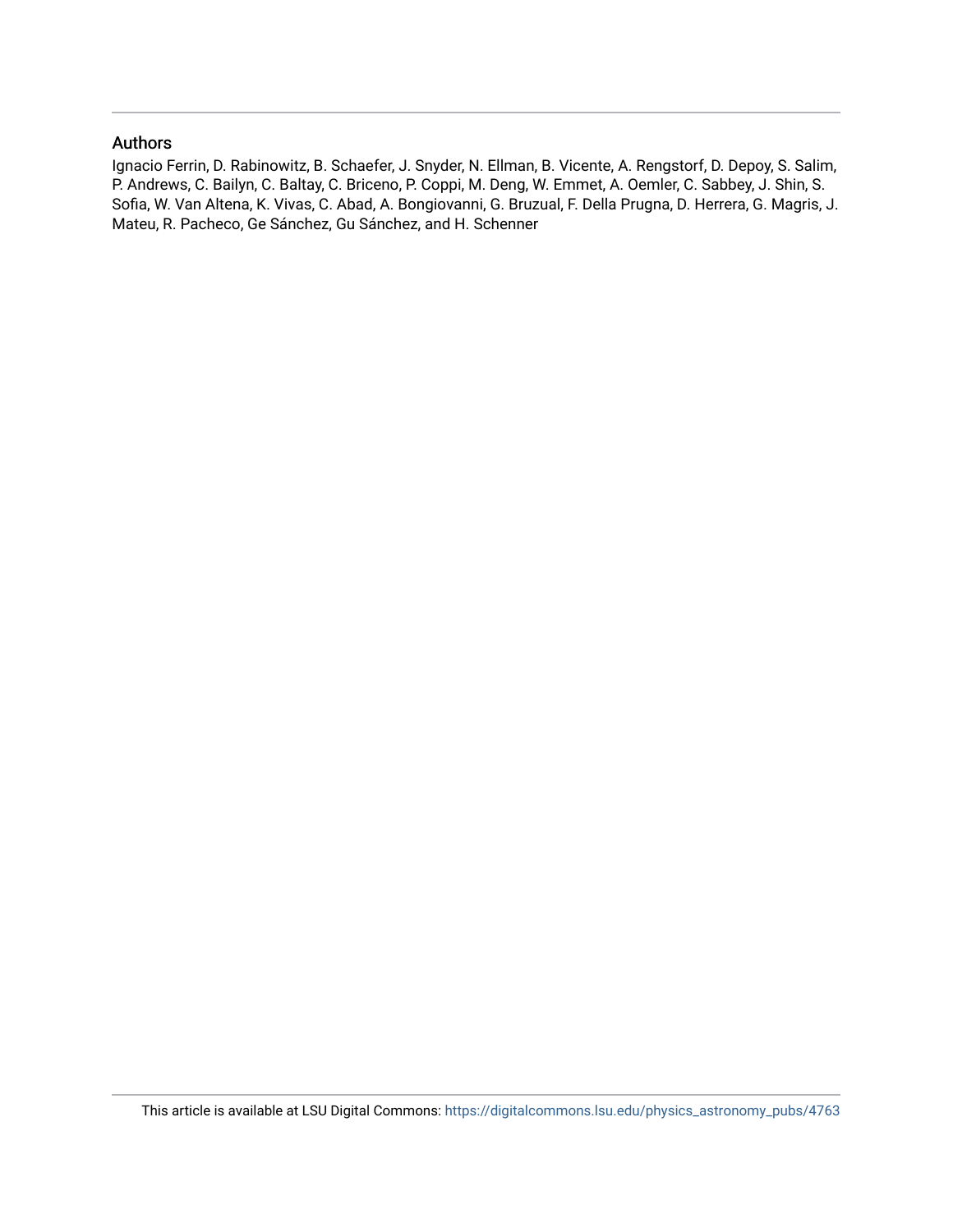## Authors

Ignacio Ferrin, D. Rabinowitz, B. Schaefer, J. Snyder, N. Ellman, B. Vicente, A. Rengstorf, D. Depoy, S. Salim, P. Andrews, C. Bailyn, C. Baltay, C. Briceno, P. Coppi, M. Deng, W. Emmet, A. Oemler, C. Sabbey, J. Shin, S. Sofia, W. Van Altena, K. Vivas, C. Abad, A. Bongiovanni, G. Bruzual, F. Della Prugna, D. Herrera, G. Magris, J. Mateu, R. Pacheco, Ge Sánchez, Gu Sánchez, and H. Schenner

This article is available at LSU Digital Commons: https://digitalcommons.lsu.edu/physics_astronomy_pubs/4763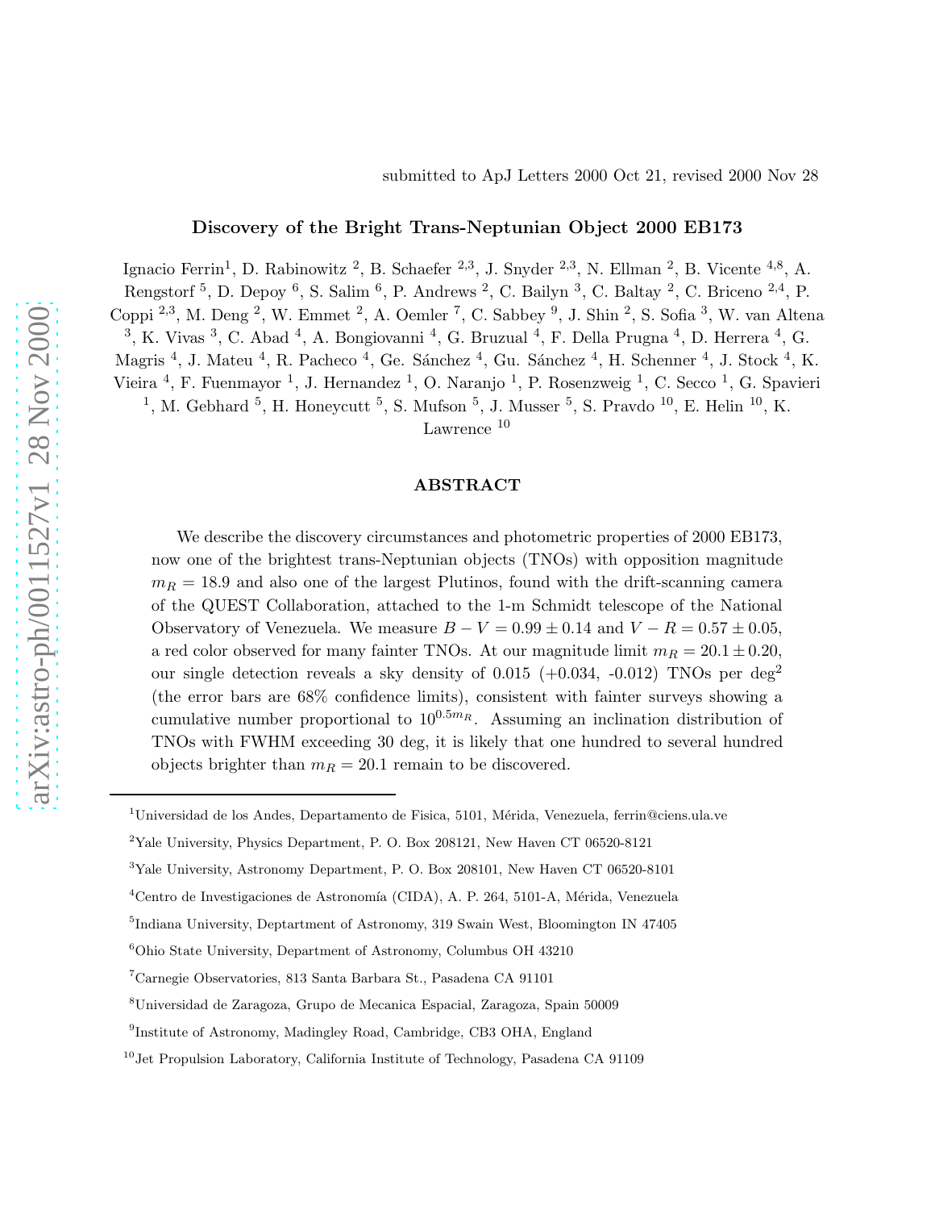submitted to ApJ Letters 2000 Oct 21, revised 2000 Nov 28

## Discovery of the Bright Trans-Neptunian Object 2000 EB173

Ignacio Ferrin[1], D. Rabinowitz [2], B. Schaefer [2,3], J. Snyder [2,3], N. Ellman [2], B. Vicente [4,8], A. Rengstorf [5], D. Depoy [6], S. Salim [6], P. Andrews [2], C. Bailyn [3], C. Baltay [2], C. Briceno [2,4], P. Coppi [2,3], M. Deng [2], W. Emmet [2], A. Oemler [7], C. Sabbey [9], J. Shin [2], S. Sofia [3], W. van Altena [3], K. Vivas [3], C. Abad [4], A. Bongiovanni [4], G. Bruzual [4], F. Della Prugna [4], D. Herrera [4], G. Magris [4], J. Mateu [4], R. Pacheco [4], Ge. Sánchez [4], Gu. Sánchez [4], H. Schenner [4], J. Stock [4], K. Vieira [4], F. Fuenmayor [1], J. Hernandez [1], O. Naranjo [1], P. Rosenzweig [1], C. Secco [1], G. Spavieri [1], M. Gebhard [5], H. Honeycutt [5], S. Mufson [5], J. Musser [5], S. Pravdo [10], E. Helin [10], K. Lawrence [10]

### ABSTRACT

We describe the discovery circumstances and photometric properties of 2000 EB173, now one of the brightest trans-Neptunian objects (TNOs) with opposition magnitude $m_R = 18.9$ and also one of the largest Plutinos, found with the drift-scanning camera of the QUEST Collaboration, attached to the 1-m Schmidt telescope of the National Observatory of Venezuela. We measure $B - V = 0.99 \pm 0.14$ and $V - R = 0.57 \pm 0.05$, a red color observed for many fainter TNOs. At our magnitude limit $m_R = 20.1 \pm 0.20$, our single detection reveals a sky density of 0.015 (+0.034, -0.012) TNOs per deg$^2$ (the error bars are 68% confidence limits), consistent with fainter surveys showing a cumulative number proportional to $10^{0.5m_R}$. Assuming an inclination distribution of TNOs with FWHM exceeding 30 deg, it is likely that one hundred to several hundred objects brighter than $m_R = 20.1$ remain to be discovered.

---

[1]Universidad de los Andes, Departamento de Fisica, 5101, Mérida, Venezuela, ferrin@ciens.ula.ve

[2]Yale University, Physics Department, P. O. Box 208121, New Haven CT 06520-8121

[3]Yale University, Astronomy Department, P. O. Box 208101, New Haven CT 06520-8101

[4]Centro de Investigaciones de Astronomía (CIDA), A. P. 264, 5101-A, Mérida, Venezuela

[5]Indiana University, Deptartment of Astronomy, 319 Swain West, Bloomington IN 47405

[6]Ohio State University, Department of Astronomy, Columbus OH 43210

[7]Carnegie Observatories, 813 Santa Barbara St., Pasadena CA 91101

[8]Universidad de Zaragoza, Grupo de Mecanica Espacial, Zaragoza, Spain 50009

[9]Institute of Astronomy, Madingley Road, Cambridge, CB3 OHA, England

[10]Jet Propulsion Laboratory, California Institute of Technology, Pasadena CA 91109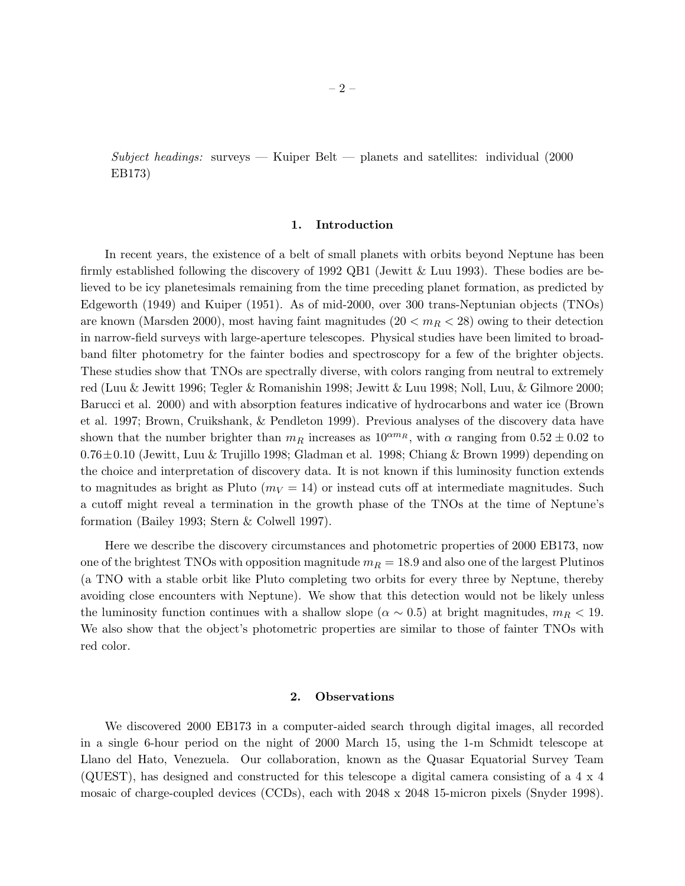*Subject headings:* surveys — Kuiper Belt — planets and satellites: individual (2000 EB173)

## 1. Introduction

In recent years, the existence of a belt of small planets with orbits beyond Neptune has been firmly established following the discovery of 1992 QB1 (Jewitt & Luu 1993). These bodies are believed to be icy planetesimals remaining from the time preceding planet formation, as predicted by Edgeworth (1949) and Kuiper (1951). As of mid-2000, over 300 trans-Neptunian objects (TNOs) are known (Marsden 2000), most having faint magnitudes ($20 < m_R < 28$) owing to their detection in narrow-field surveys with large-aperture telescopes. Physical studies have been limited to broadband filter photometry for the fainter bodies and spectroscopy for a few of the brighter objects. These studies show that TNOs are spectrally diverse, with colors ranging from neutral to extremely red (Luu & Jewitt 1996; Tegler & Romanishin 1998; Jewitt & Luu 1998; Noll, Luu, & Gilmore 2000; Barucci et al. 2000) and with absorption features indicative of hydrocarbons and water ice (Brown et al. 1997; Brown, Cruikshank, & Pendleton 1999). Previous analyses of the discovery data have shown that the number brighter than $m_R$ increases as $10^{\alpha m_R}$, with $\alpha$ ranging from $0.52 \pm 0.02$ to $0.76 \pm 0.10$ (Jewitt, Luu & Trujillo 1998; Gladman et al. 1998; Chiang & Brown 1999) depending on the choice and interpretation of discovery data. It is not known if this luminosity function extends to magnitudes as bright as Pluto ($m_V = 14$) or instead cuts off at intermediate magnitudes. Such a cutoff might reveal a termination in the growth phase of the TNOs at the time of Neptune's formation (Bailey 1993; Stern & Colwell 1997).

Here we describe the discovery circumstances and photometric properties of 2000 EB173, now one of the brightest TNOs with opposition magnitude $m_R = 18.9$ and also one of the largest Plutinos (a TNO with a stable orbit like Pluto completing two orbits for every three by Neptune, thereby avoiding close encounters with Neptune). We show that this detection would not be likely unless the luminosity function continues with a shallow slope ($\alpha \sim 0.5$) at bright magnitudes, $m_R < 19$. We also show that the object's photometric properties are similar to those of fainter TNOs with red color.

## 2. Observations

We discovered 2000 EB173 in a computer-aided search through digital images, all recorded in a single 6-hour period on the night of 2000 March 15, using the 1-m Schmidt telescope at Llano del Hato, Venezuela. Our collaboration, known as the Quasar Equatorial Survey Team (QUEST), has designed and constructed for this telescope a digital camera consisting of a 4 x 4 mosaic of charge-coupled devices (CCDs), each with 2048 x 2048 15-micron pixels (Snyder 1998).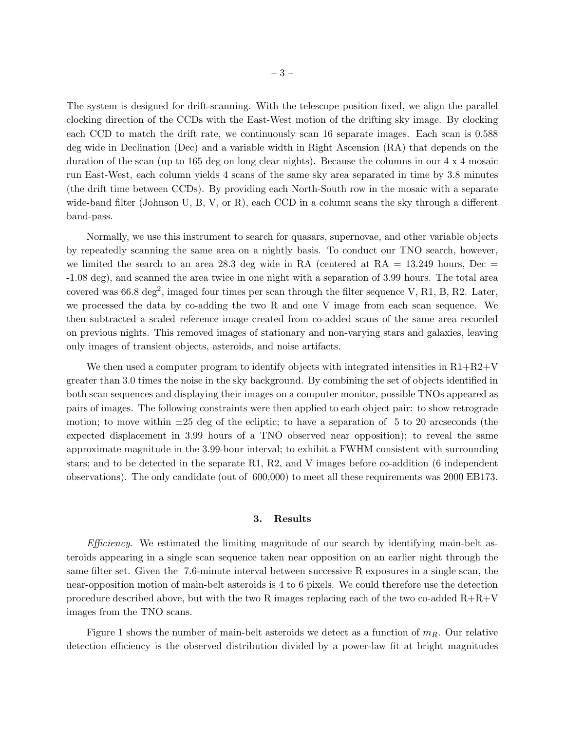The system is designed for drift-scanning. With the telescope position fixed, we align the parallel clocking direction of the CCDs with the East-West motion of the drifting sky image. By clocking each CCD to match the drift rate, we continuously scan 16 separate images. Each scan is 0.588 deg wide in Declination (Dec) and a variable width in Right Ascension (RA) that depends on the duration of the scan (up to 165 deg on long clear nights). Because the columns in our 4 x 4 mosaic run East-West, each column yields 4 scans of the same sky area separated in time by 3.8 minutes (the drift time between CCDs). By providing each North-South row in the mosaic with a separate wide-band filter (Johnson U, B, V, or R), each CCD in a column scans the sky through a different band-pass.

Normally, we use this instrument to search for quasars, supernovae, and other variable objects by repeatedly scanning the same area on a nightly basis. To conduct our TNO search, however, we limited the search to an area 28.3 deg wide in RA (centered at RA = 13.249 hours, Dec = -1.08 deg), and scanned the area twice in one night with a separation of 3.99 hours. The total area covered was 66.8 deg$^2$, imaged four times per scan through the filter sequence V, R1, B, R2. Later, we processed the data by co-adding the two R and one V image from each scan sequence. We then subtracted a scaled reference image created from co-added scans of the same area recorded on previous nights. This removed images of stationary and non-varying stars and galaxies, leaving only images of transient objects, asteroids, and noise artifacts.

We then used a computer program to identify objects with integrated intensities in R1+R2+V greater than 3.0 times the noise in the sky background. By combining the set of objects identified in both scan sequences and displaying their images on a computer monitor, possible TNOs appeared as pairs of images. The following constraints were then applied to each object pair: to show retrograde motion; to move within $\pm 25$ deg of the ecliptic; to have a separation of 5 to 20 arcseconds (the expected displacement in 3.99 hours of a TNO observed near opposition); to reveal the same approximate magnitude in the 3.99-hour interval; to exhibit a FWHM consistent with surrounding stars; and to be detected in the separate R1, R2, and V images before co-addition (6 independent observations). The only candidate (out of 600,000) to meet all these requirements was 2000 EB173.

## 3. Results

*Efficiency*. We estimated the limiting magnitude of our search by identifying main-belt asteroids appearing in a single scan sequence taken near opposition on an earlier night through the same filter set. Given the 7.6-minute interval between successive R exposures in a single scan, the near-opposition motion of main-belt asteroids is 4 to 6 pixels. We could therefore use the detection procedure described above, but with the two R images replacing each of the two co-added R+R+V images from the TNO scans.

Figure 1 shows the number of main-belt asteroids we detect as a function of $m_R$. Our relative detection efficiency is the observed distribution divided by a power-law fit at bright magnitudes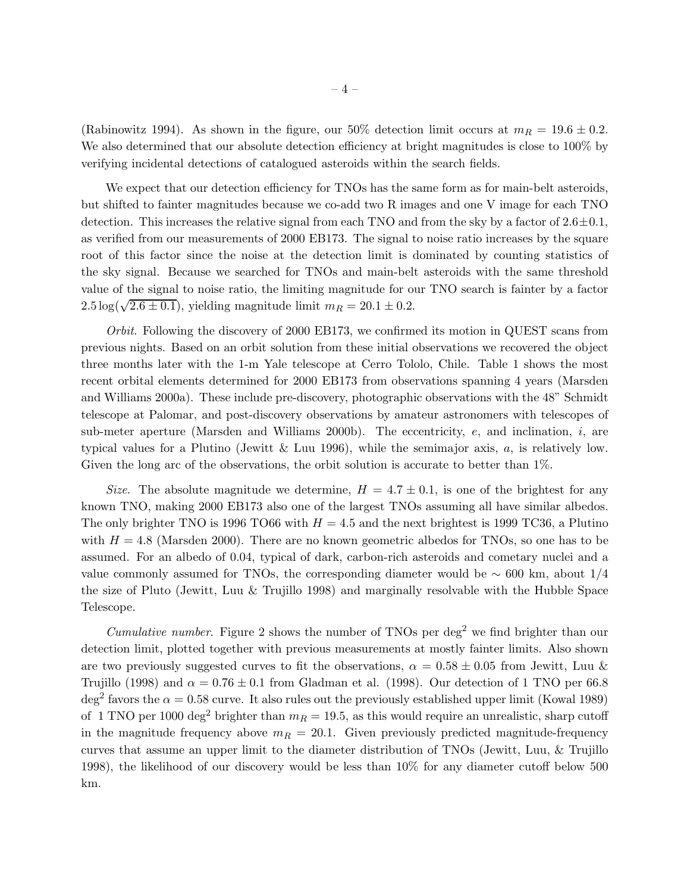(Rabinowitz 1994). As shown in the figure, our 50% detection limit occurs at $m_R = 19.6 \pm 0.2$. We also determined that our absolute detection efficiency at bright magnitudes is close to 100% by verifying incidental detections of catalogued asteroids within the search fields.

We expect that our detection efficiency for TNOs has the same form as for main-belt asteroids, but shifted to fainter magnitudes because we co-add two R images and one V image for each TNO detection. This increases the relative signal from each TNO and from the sky by a factor of $2.6 \pm 0.1$, as verified from our measurements of 2000 EB173. The signal to noise ratio increases by the square root of this factor since the noise at the detection limit is dominated by counting statistics of the sky signal. Because we searched for TNOs and main-belt asteroids with the same threshold value of the signal to noise ratio, the limiting magnitude for our TNO search is fainter by a factor $2.5 \log(\sqrt{2.6 \pm 0.1})$, yielding magnitude limit $m_R = 20.1 \pm 0.2$.

*Orbit.* Following the discovery of 2000 EB173, we confirmed its motion in QUEST scans from previous nights. Based on an orbit solution from these initial observations we recovered the object three months later with the 1-m Yale telescope at Cerro Tololo, Chile. Table 1 shows the most recent orbital elements determined for 2000 EB173 from observations spanning 4 years (Marsden and Williams 2000a). These include pre-discovery, photographic observations with the 48" Schmidt telescope at Palomar, and post-discovery observations by amateur astronomers with telescopes of sub-meter aperture (Marsden and Williams 2000b). The eccentricity, $e$, and inclination, $i$, are typical values for a Plutino (Jewitt & Luu 1996), while the semimajor axis, $a$, is relatively low. Given the long arc of the observations, the orbit solution is accurate to better than 1%.

*Size.* The absolute magnitude we determine, $H = 4.7 \pm 0.1$, is one of the brightest for any known TNO, making 2000 EB173 also one of the largest TNOs assuming all have similar albedos. The only brighter TNO is 1996 TO66 with $H = 4.5$ and the next brightest is 1999 TC36, a Plutino with $H = 4.8$ (Marsden 2000). There are no known geometric albedos for TNOs, so one has to be assumed. For an albedo of 0.04, typical of dark, carbon-rich asteroids and cometary nuclei and a value commonly assumed for TNOs, the corresponding diameter would be $\sim 600$ km, about 1/4 the size of Pluto (Jewitt, Luu & Trujillo 1998) and marginally resolvable with the Hubble Space Telescope.

*Cumulative number.* Figure 2 shows the number of TNOs per deg$^2$ we find brighter than our detection limit, plotted together with previous measurements at mostly fainter limits. Also shown are two previously suggested curves to fit the observations, $\alpha = 0.58 \pm 0.05$ from Jewitt, Luu & Trujillo (1998) and $\alpha = 0.76 \pm 0.1$ from Gladman et al. (1998). Our detection of 1 TNO per 66.8 deg$^2$ favors the $\alpha = 0.58$ curve. It also rules out the previously established upper limit (Kowal 1989) of 1 TNO per 1000 deg$^2$ brighter than $m_R = 19.5$, as this would require an unrealistic, sharp cutoff in the magnitude frequency above $m_R = 20.1$. Given previously predicted magnitude-frequency curves that assume an upper limit to the diameter distribution of TNOs (Jewitt, Luu, & Trujillo 1998), the likelihood of our discovery would be less than 10% for any diameter cutoff below 500 km.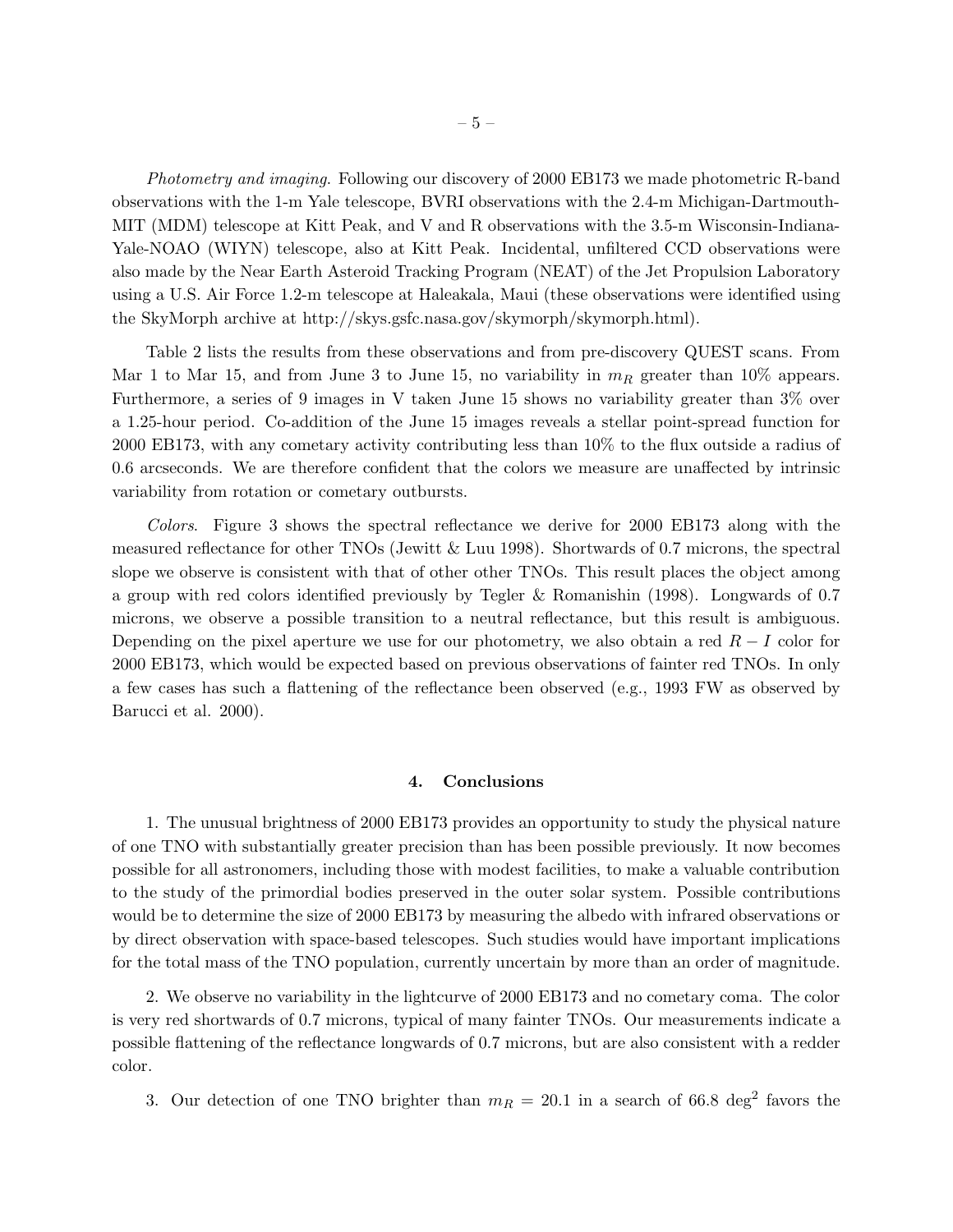*Photometry and imaging.* Following our discovery of 2000 EB173 we made photometric R-band observations with the 1-m Yale telescope, BVRI observations with the 2.4-m Michigan-Dartmouth-MIT (MDM) telescope at Kitt Peak, and V and R observations with the 3.5-m Wisconsin-Indiana-Yale-NOAO (WIYN) telescope, also at Kitt Peak. Incidental, unfiltered CCD observations were also made by the Near Earth Asteroid Tracking Program (NEAT) of the Jet Propulsion Laboratory using a U.S. Air Force 1.2-m telescope at Haleakala, Maui (these observations were identified using the SkyMorph archive at http://skys.gsfc.nasa.gov/skymorph/skymorph.html).

Table 2 lists the results from these observations and from pre-discovery QUEST scans. From Mar 1 to Mar 15, and from June 3 to June 15, no variability in $m_R$ greater than 10% appears. Furthermore, a series of 9 images in V taken June 15 shows no variability greater than 3% over a 1.25-hour period. Co-addition of the June 15 images reveals a stellar point-spread function for 2000 EB173, with any cometary activity contributing less than 10% to the flux outside a radius of 0.6 arcseconds. We are therefore confident that the colors we measure are unaffected by intrinsic variability from rotation or cometary outbursts.

*Colors.* Figure 3 shows the spectral reflectance we derive for 2000 EB173 along with the measured reflectance for other TNOs (Jewitt & Luu 1998). Shortwards of 0.7 microns, the spectral slope we observe is consistent with that of other other TNOs. This result places the object among a group with red colors identified previously by Tegler & Romanishin (1998). Longwards of 0.7 microns, we observe a possible transition to a neutral reflectance, but this result is ambiguous. Depending on the pixel aperture we use for our photometry, we also obtain a red $R - I$ color for 2000 EB173, which would be expected based on previous observations of fainter red TNOs. In only a few cases has such a flattening of the reflectance been observed (e.g., 1993 FW as observed by Barucci et al. 2000).

## 4. Conclusions

1. The unusual brightness of 2000 EB173 provides an opportunity to study the physical nature of one TNO with substantially greater precision than has been possible previously. It now becomes possible for all astronomers, including those with modest facilities, to make a valuable contribution to the study of the primordial bodies preserved in the outer solar system. Possible contributions would be to determine the size of 2000 EB173 by measuring the albedo with infrared observations or by direct observation with space-based telescopes. Such studies would have important implications for the total mass of the TNO population, currently uncertain by more than an order of magnitude.

2. We observe no variability in the lightcurve of 2000 EB173 and no cometary coma. The color is very red shortwards of 0.7 microns, typical of many fainter TNOs. Our measurements indicate a possible flattening of the reflectance longwards of 0.7 microns, but are also consistent with a redder color.

3. Our detection of one TNO brighter than $m_R = 20.1$ in a search of 66.8 deg$^2$ favors the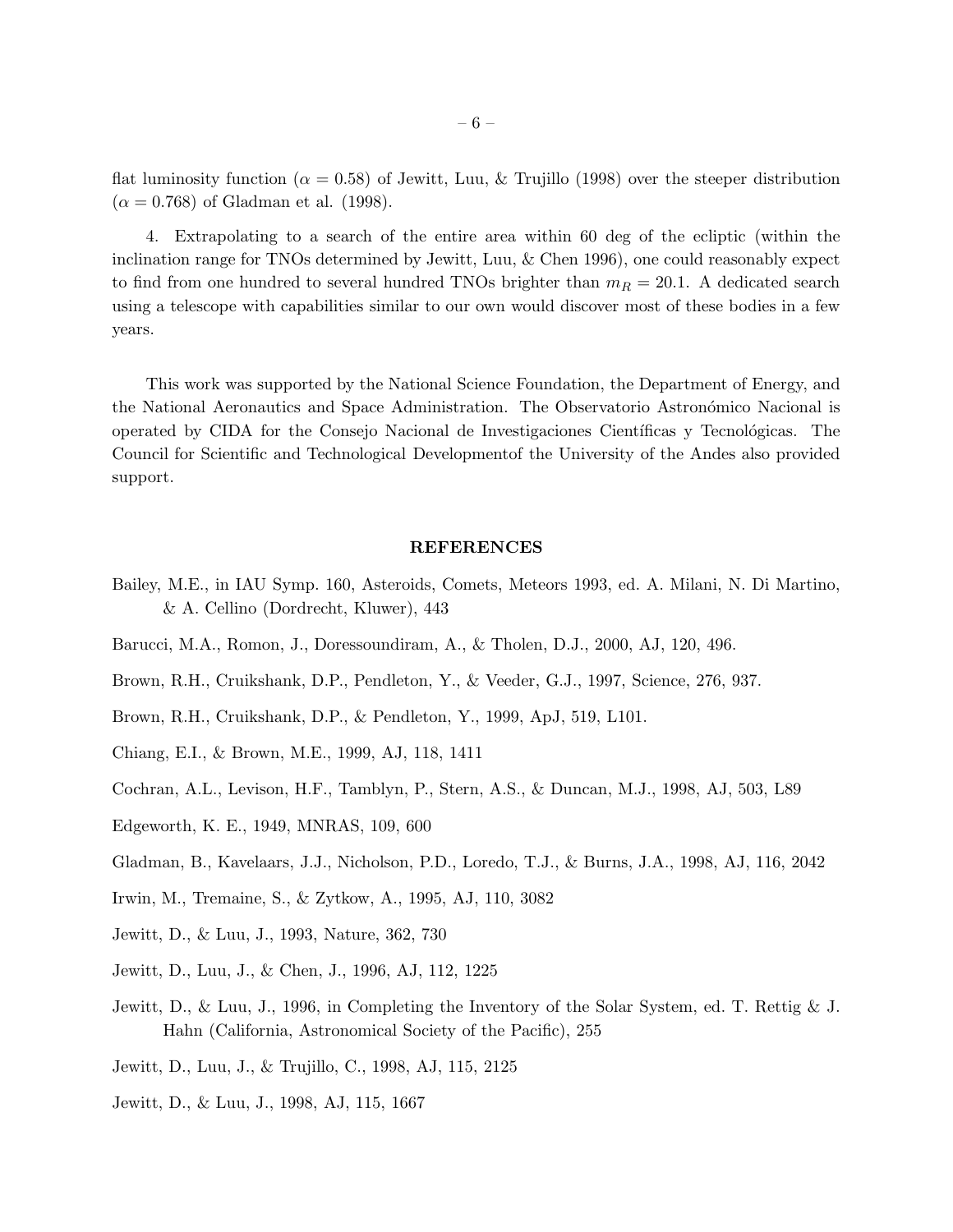flat luminosity function ($\alpha = 0.58$) of Jewitt, Luu, & Trujillo (1998) over the steeper distribution ($\alpha = 0.768$) of Gladman et al. (1998).

4. Extrapolating to a search of the entire area within 60 deg of the ecliptic (within the inclination range for TNOs determined by Jewitt, Luu, & Chen 1996), one could reasonably expect to find from one hundred to several hundred TNOs brighter than $m_R = 20.1$. A dedicated search using a telescope with capabilities similar to our own would discover most of these bodies in a few years.

This work was supported by the National Science Foundation, the Department of Energy, and the National Aeronautics and Space Administration. The Observatorio Astronómico Nacional is operated by CIDA for the Consejo Nacional de Investigaciones Científicas y Tecnológicas. The Council for Scientific and Technological Developmentof the University of the Andes also provided support.

## REFERENCES

Bailey, M.E., in IAU Symp. 160, Asteroids, Comets, Meteors 1993, ed. A. Milani, N. Di Martino, & A. Cellino (Dordrecht, Kluwer), 443

Barucci, M.A., Romon, J., Doressoundiram, A., & Tholen, D.J., 2000, AJ, 120, 496.

Brown, R.H., Cruikshank, D.P., Pendleton, Y., & Veeder, G.J., 1997, Science, 276, 937.

Brown, R.H., Cruikshank, D.P., & Pendleton, Y., 1999, ApJ, 519, L101.

Chiang, E.I., & Brown, M.E., 1999, AJ, 118, 1411

Cochran, A.L., Levison, H.F., Tamblyn, P., Stern, A.S., & Duncan, M.J., 1998, AJ, 503, L89

Edgeworth, K. E., 1949, MNRAS, 109, 600

Gladman, B., Kavelaars, J.J., Nicholson, P.D., Loredo, T.J., & Burns, J.A., 1998, AJ, 116, 2042

Irwin, M., Tremaine, S., & Zytkow, A., 1995, AJ, 110, 3082

Jewitt, D., & Luu, J., 1993, Nature, 362, 730

Jewitt, D., Luu, J., & Chen, J., 1996, AJ, 112, 1225

Jewitt, D., & Luu, J., 1996, in Completing the Inventory of the Solar System, ed. T. Rettig & J. Hahn (California, Astronomical Society of the Pacific), 255

Jewitt, D., Luu, J., & Trujillo, C., 1998, AJ, 115, 2125

Jewitt, D., & Luu, J., 1998, AJ, 115, 1667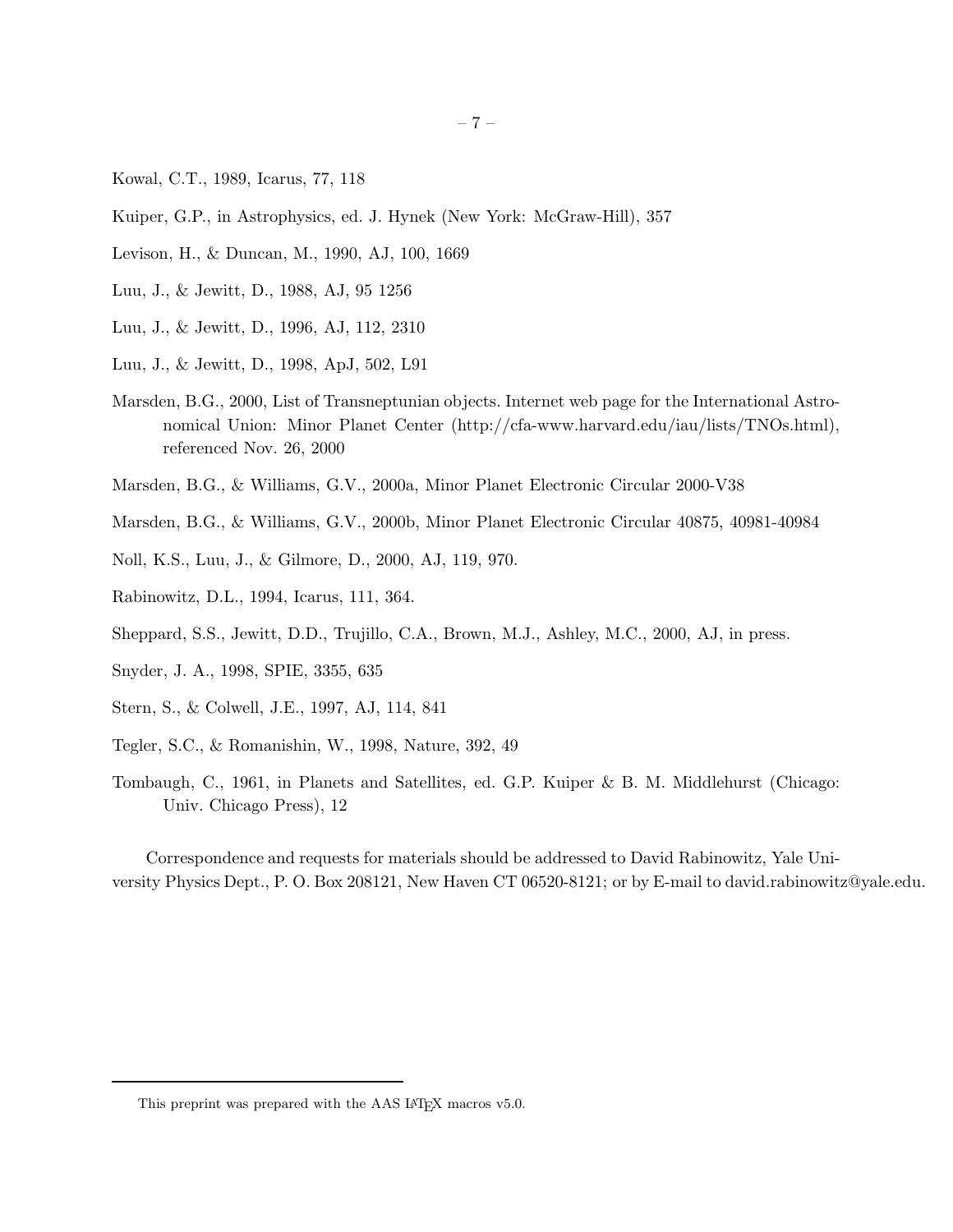Kowal, C.T., 1989, Icarus, 77, 118

Kuiper, G.P., in Astrophysics, ed. J. Hynek (New York: McGraw-Hill), 357

Levison, H., & Duncan, M., 1990, AJ, 100, 1669

Luu, J., & Jewitt, D., 1988, AJ, 95 1256

Luu, J., & Jewitt, D., 1996, AJ, 112, 2310

Luu, J., & Jewitt, D., 1998, ApJ, 502, L91

Marsden, B.G., 2000, List of Transneptunian objects. Internet web page for the International Astronomical Union: Minor Planet Center (http://cfa-www.harvard.edu/iau/lists/TNOs.html), referenced Nov. 26, 2000

Marsden, B.G., & Williams, G.V., 2000a, Minor Planet Electronic Circular 2000-V38

Marsden, B.G., & Williams, G.V., 2000b, Minor Planet Electronic Circular 40875, 40981-40984

Noll, K.S., Luu, J., & Gilmore, D., 2000, AJ, 119, 970.

Rabinowitz, D.L., 1994, Icarus, 111, 364.

Sheppard, S.S., Jewitt, D.D., Trujillo, C.A., Brown, M.J., Ashley, M.C., 2000, AJ, in press.

Snyder, J. A., 1998, SPIE, 3355, 635

Stern, S., & Colwell, J.E., 1997, AJ, 114, 841

Tegler, S.C., & Romanishin, W., 1998, Nature, 392, 49

Tombaugh, C., 1961, in Planets and Satellites, ed. G.P. Kuiper & B. M. Middlehurst (Chicago: Univ. Chicago Press), 12

Correspondence and requests for materials should be addressed to David Rabinowitz, Yale University Physics Dept., P. O. Box 208121, New Haven CT 06520-8121; or by E-mail to david.rabinowitz@yale.edu.

This preprint was prepared with the AAS LaTeX macros v5.0.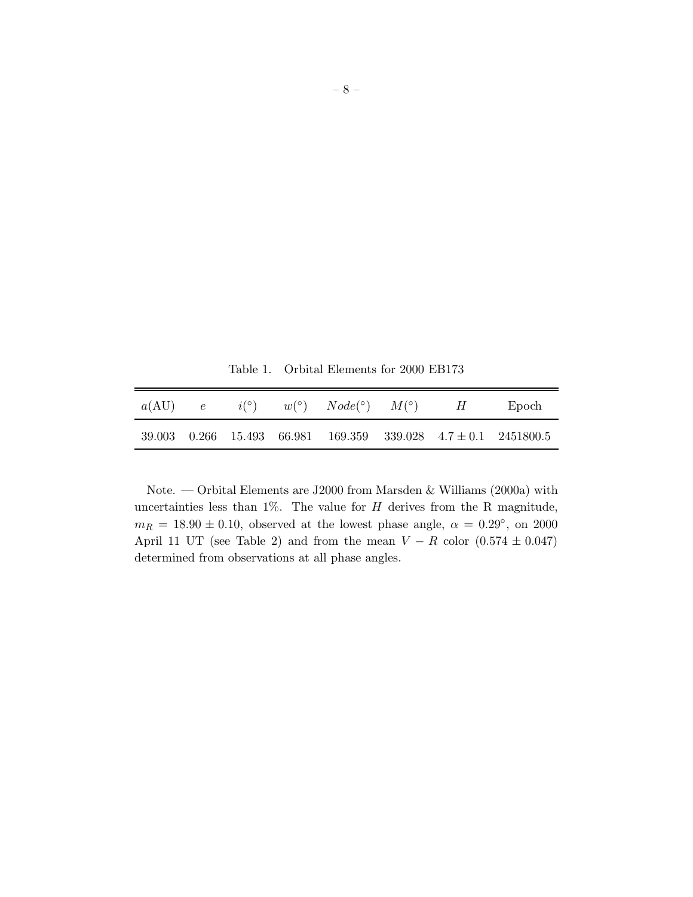Table 1. Orbital Elements for 2000 EB173

| $a$(AU) | $e$ | $i(^\circ)$ | $w(^\circ)$ | $Node(^\circ)$ | $M(^\circ)$ | $H$ | Epoch |
|---|---|---|---|---|---|---|---|
| 39.003 | 0.266 | 15.493 | 66.981 | 169.359 | 339.028 | $4.7 \pm 0.1$ | 2451800.5 |

Note. — Orbital Elements are J2000 from Marsden & Williams (2000a) with uncertainties less than 1%. The value for $H$ derives from the R magnitude, $m_R = 18.90 \pm 0.10$, observed at the lowest phase angle, $\alpha = 0.29^\circ$, on 2000 April 11 UT (see Table 2) and from the mean $V - R$ color $(0.574 \pm 0.047)$ determined from observations at all phase angles.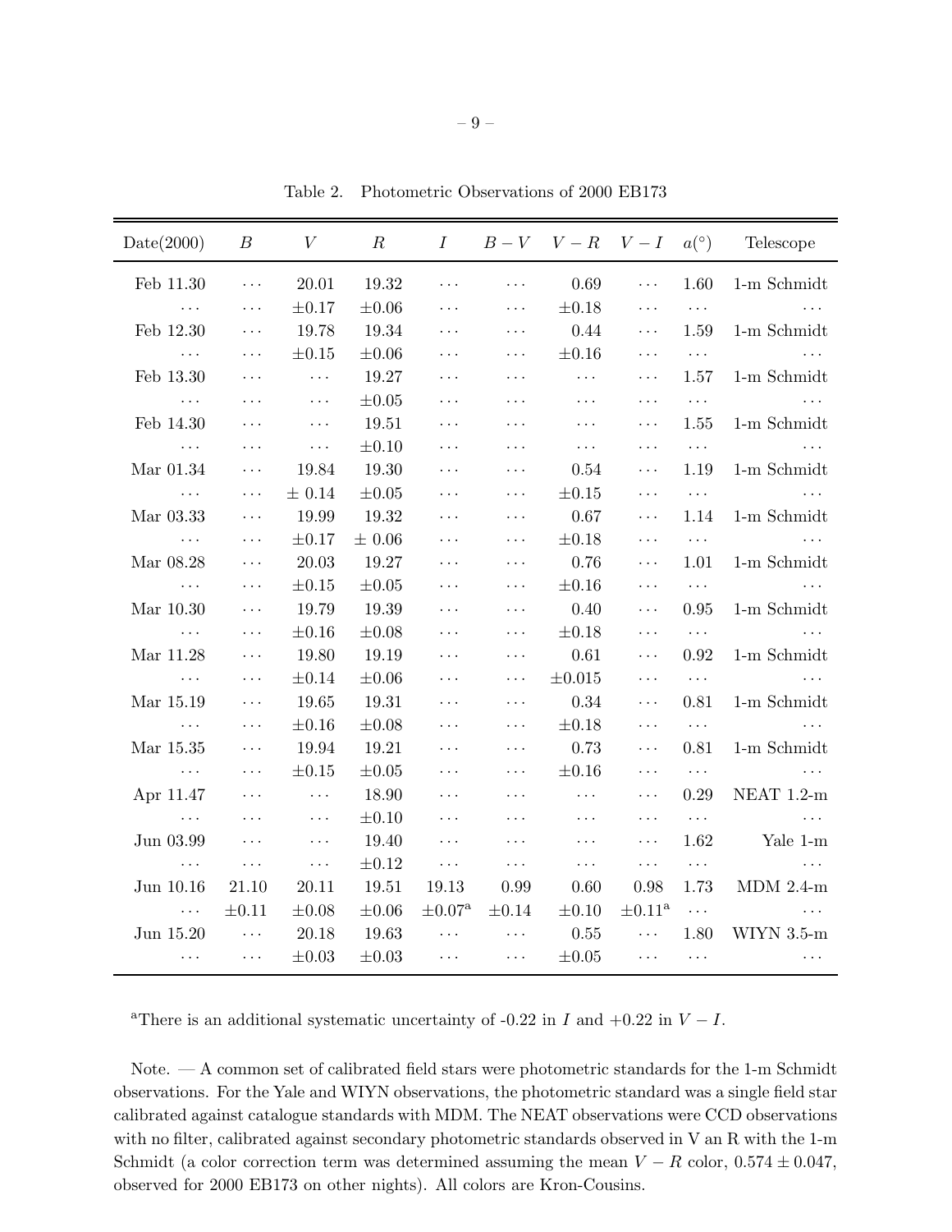Table 2. Photometric Observations of 2000 EB173

| Date(2000) | $B$ | $V$ | $R$ | $I$ | $B-V$ | $V-R$ | $V-I$ | $a(°)$ | Telescope |
|---|---|---|---|---|---|---|---|---|---|
| Feb 11.30 | ··· | 20.01 | 19.32 | ··· | ··· | 0.69 | ··· | 1.60 | 1-m Schmidt |
| ··· | ··· | ±0.17 | ±0.06 | ··· | ··· | ±0.18 | ··· | ··· | ··· |
| Feb 12.30 | ··· | 19.78 | 19.34 | ··· | ··· | 0.44 | ··· | 1.59 | 1-m Schmidt |
| ··· | ··· | ±0.15 | ±0.06 | ··· | ··· | ±0.16 | ··· | ··· | ··· |
| Feb 13.30 | ··· | ··· | 19.27 | ··· | ··· | ··· | ··· | 1.57 | 1-m Schmidt |
| ··· | ··· | ··· | ±0.05 | ··· | ··· | ··· | ··· | ··· | ··· |
| Feb 14.30 | ··· | ··· | 19.51 | ··· | ··· | ··· | ··· | 1.55 | 1-m Schmidt |
| ··· | ··· | ··· | ±0.10 | ··· | ··· | ··· | ··· | ··· | ··· |
| Mar 01.34 | ··· | 19.84 | 19.30 | ··· | ··· | 0.54 | ··· | 1.19 | 1-m Schmidt |
| ··· | ··· | ± 0.14 | ±0.05 | ··· | ··· | ±0.15 | ··· | ··· | ··· |
| Mar 03.33 | ··· | 19.99 | 19.32 | ··· | ··· | 0.67 | ··· | 1.14 | 1-m Schmidt |
| ··· | ··· | ±0.17 | ± 0.06 | ··· | ··· | ±0.18 | ··· | ··· | ··· |
| Mar 08.28 | ··· | 20.03 | 19.27 | ··· | ··· | 0.76 | ··· | 1.01 | 1-m Schmidt |
| ··· | ··· | ±0.15 | ±0.05 | ··· | ··· | ±0.16 | ··· | ··· | ··· |
| Mar 10.30 | ··· | 19.79 | 19.39 | ··· | ··· | 0.40 | ··· | 0.95 | 1-m Schmidt |
| ··· | ··· | ±0.16 | ±0.08 | ··· | ··· | ±0.18 | ··· | ··· | ··· |
| Mar 11.28 | ··· | 19.80 | 19.19 | ··· | ··· | 0.61 | ··· | 0.92 | 1-m Schmidt |
| ··· | ··· | ±0.14 | ±0.06 | ··· | ··· | ±0.015 | ··· | ··· | ··· |
| Mar 15.19 | ··· | 19.65 | 19.31 | ··· | ··· | 0.34 | ··· | 0.81 | 1-m Schmidt |
| ··· | ··· | ±0.16 | ±0.08 | ··· | ··· | ±0.18 | ··· | ··· | ··· |
| Mar 15.35 | ··· | 19.94 | 19.21 | ··· | ··· | 0.73 | ··· | 0.81 | 1-m Schmidt |
| ··· | ··· | ±0.15 | ±0.05 | ··· | ··· | ±0.16 | ··· | ··· | ··· |
| Apr 11.47 | ··· | ··· | 18.90 | ··· | ··· | ··· | ··· | 0.29 | NEAT 1.2-m |
| ··· | ··· | ··· | ±0.10 | ··· | ··· | ··· | ··· | ··· | ··· |
| Jun 03.99 | ··· | ··· | 19.40 | ··· | ··· | ··· | ··· | 1.62 | Yale 1-m |
| ··· | ··· | ··· | ±0.12 | ··· | ··· | ··· | ··· | ··· | ··· |
| Jun 10.16 | 21.10 | 20.11 | 19.51 | 19.13 | 0.99 | 0.60 | 0.98 | 1.73 | MDM 2.4-m |
| ··· | ±0.11 | ±0.08 | ±0.06 | ±0.07[a] | ±0.14 | ±0.10 | ±0.11[a] | ··· | ··· |
| Jun 15.20 | ··· | 20.18 | 19.63 | ··· | ··· | 0.55 | ··· | 1.80 | WIYN 3.5-m |
| ··· | ··· | ±0.03 | ±0.03 | ··· | ··· | ±0.05 | ··· | ··· | ··· |

[a]There is an additional systematic uncertainty of -0.22 in $I$ and +0.22 in $V-I$.

Note. — A common set of calibrated field stars were photometric standards for the 1-m Schmidt observations. For the Yale and WIYN observations, the photometric standard was a single field star calibrated against catalogue standards with MDM. The NEAT observations were CCD observations with no filter, calibrated against secondary photometric standards observed in V an R with the 1-m Schmidt (a color correction term was determined assuming the mean $V-R$ color, $0.574 \pm 0.047$, observed for 2000 EB173 on other nights). All colors are Kron-Cousins.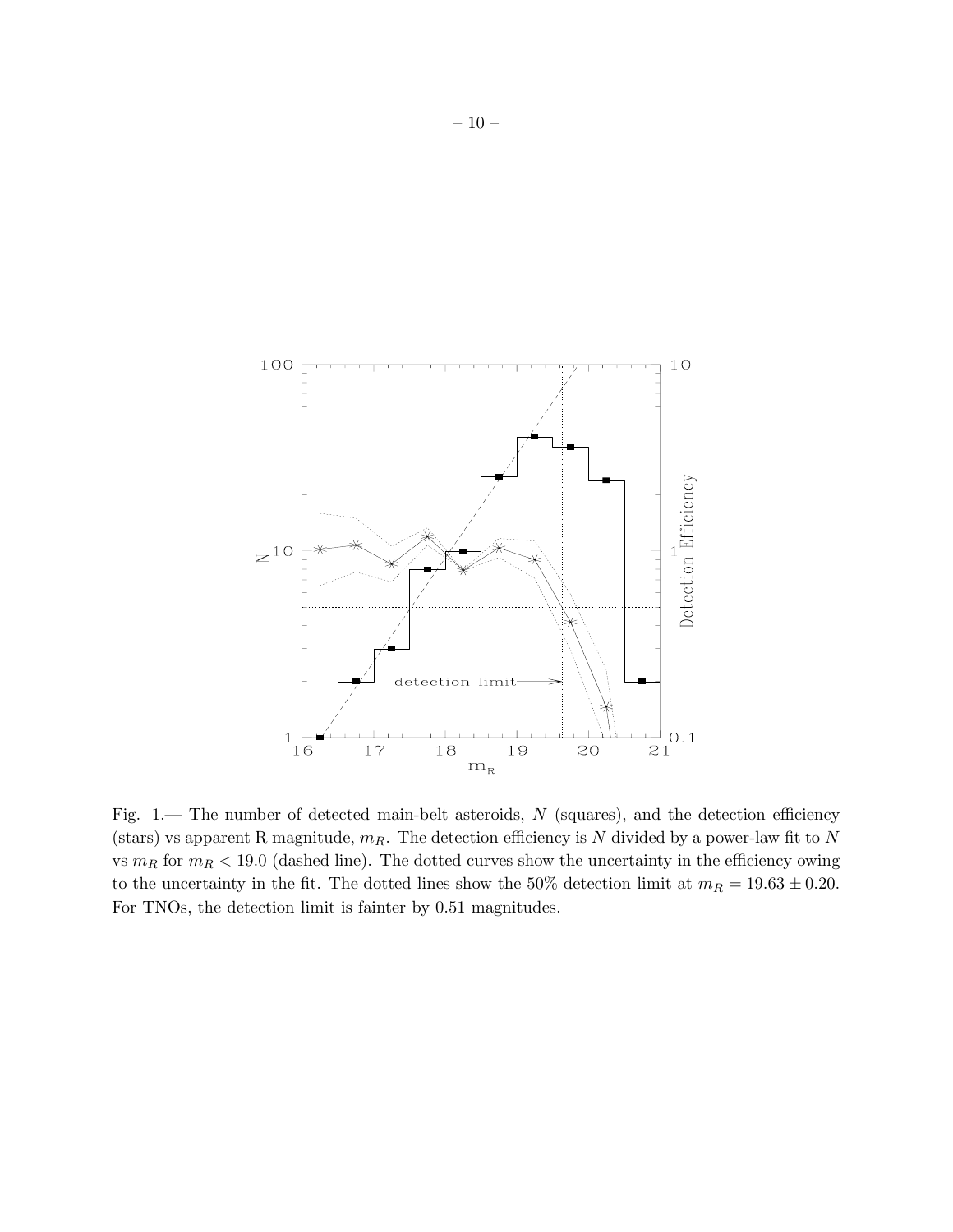Fig. 1.— The number of detected main-belt asteroids, $N$ (squares), and the detection efficiency (stars) vs apparent R magnitude, $m_R$. The detection efficiency is $N$ divided by a power-law fit to $N$ vs $m_R$ for $m_R < 19.0$ (dashed line). The dotted curves show the uncertainty in the efficiency owing to the uncertainty in the fit. The dotted lines show the 50% detection limit at $m_R = 19.63 \pm 0.20$. For TNOs, the detection limit is fainter by 0.51 magnitudes.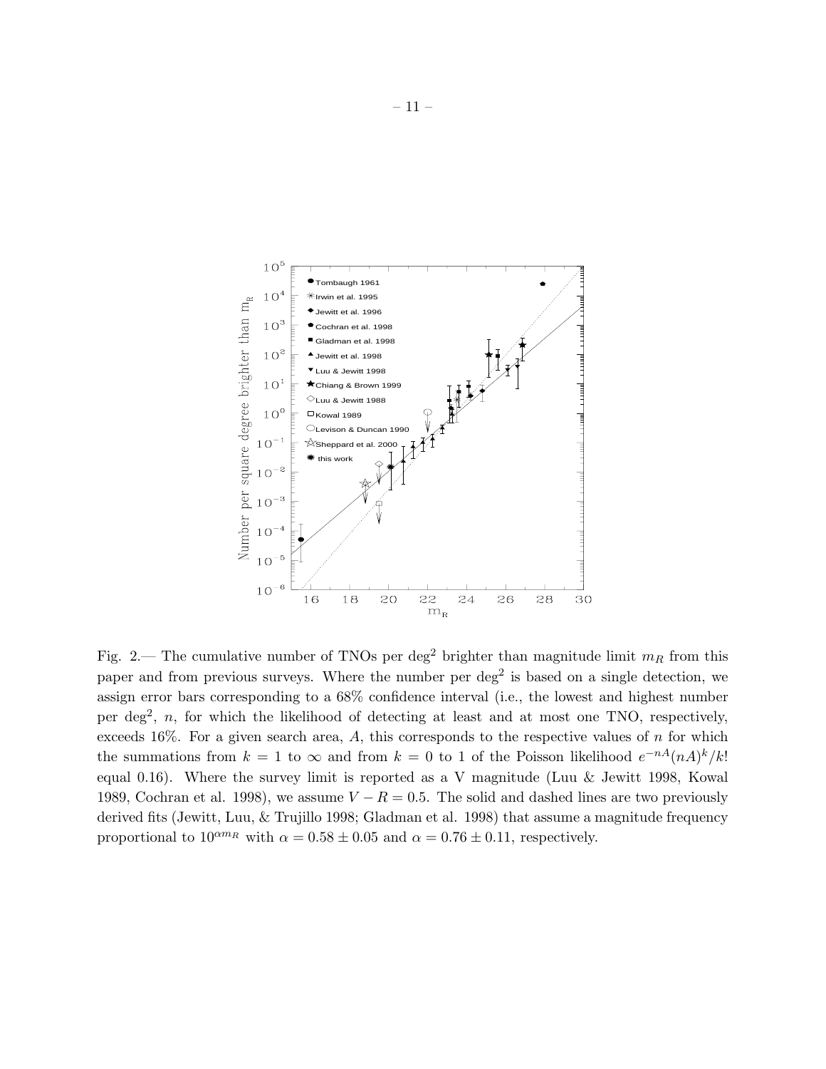Fig. 2.— The cumulative number of TNOs per deg$^2$ brighter than magnitude limit $m_R$ from this paper and from previous surveys. Where the number per deg$^2$ is based on a single detection, we assign error bars corresponding to a 68% confidence interval (i.e., the lowest and highest number per deg$^2$, $n$, for which the likelihood of detecting at least and at most one TNO, respectively, exceeds 16%. For a given search area, $A$, this corresponds to the respective values of $n$ for which the summations from $k = 1$ to $\infty$ and from $k = 0$ to 1 of the Poisson likelihood $e^{-nA}(nA)^k/k!$ equal 0.16). Where the survey limit is reported as a V magnitude (Luu & Jewitt 1998, Kowal 1989, Cochran et al. 1998), we assume $V - R = 0.5$. The solid and dashed lines are two previously derived fits (Jewitt, Luu, & Trujillo 1998; Gladman et al. 1998) that assume a magnitude frequency proportional to $10^{\alpha m_R}$ with $\alpha = 0.58 \pm 0.05$ and $\alpha = 0.76 \pm 0.11$, respectively.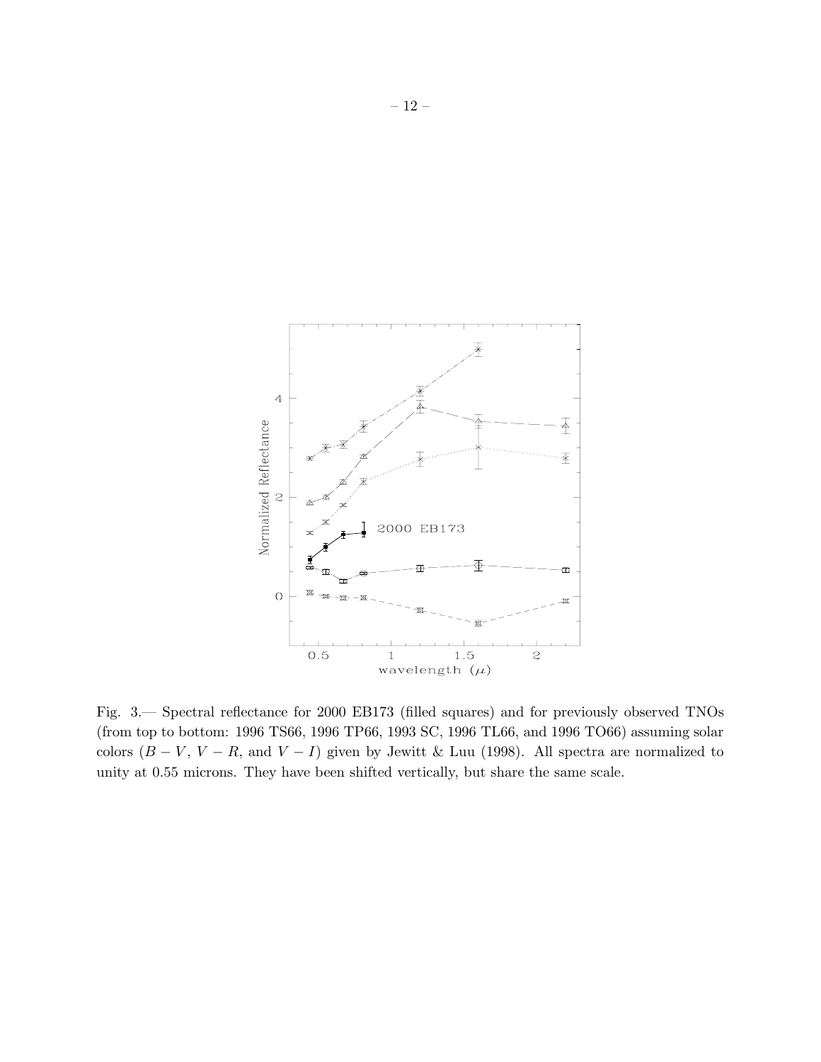Normalized Reflectance

4

2

0

0.5

1

1.5

2

wavelength ($\mu$)

2000 EB173

Fig. 3.— Spectral reflectance for 2000 EB173 (filled squares) and for previously observed TNOs (from top to bottom: 1996 TS66, 1996 TP66, 1993 SC, 1996 TL66, and 1996 TO66) assuming solar colors ($B-V$, $V-R$, and $V-I$) given by Jewitt & Luu (1998). All spectra are normalized to unity at 0.55 microns. They have been shifted vertically, but share the same scale.